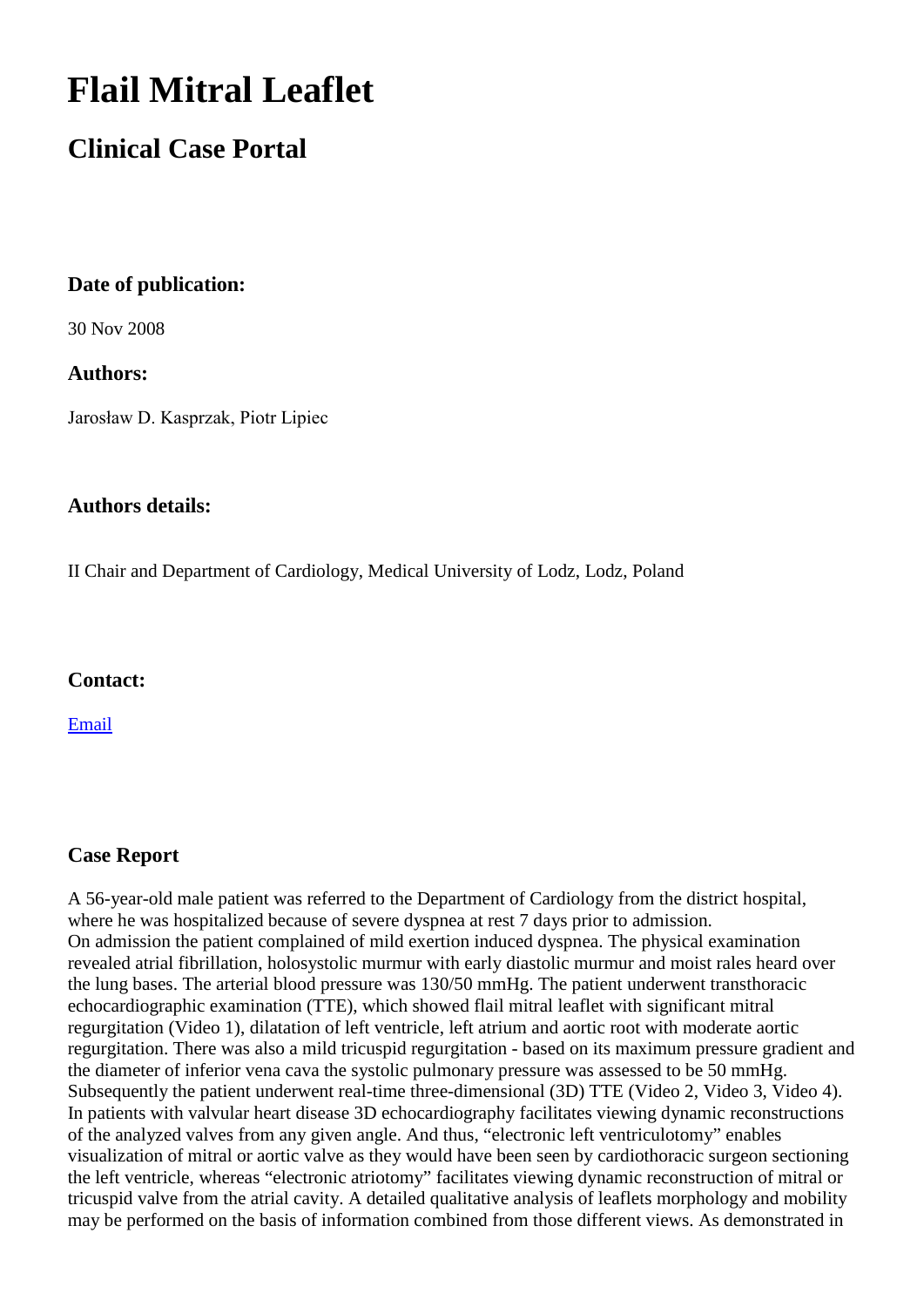# Flail Mitral Leaflet

## Clinical Case Portal

### Date of publication:

30 Nov 2008

### Authors:

Jarosław D. Kasprzak, Piotr Lipiec

### Authors details:

II Chair and Department of Cardiology, Medical University of Lodz, Lodz, Poland

### Contact:

[Email]

### Case Report

A 56-year-old male patient was referred to the Department of Cardiology from the district hospital, where he was hospitalized because of severe dyspnea at rest 7 days prior to admission.
On admission the patient complained of mild exertion induced dyspnea. The physical examination revealed atrial fibrillation, holosystolic murmur with early diastolic murmur and moist rales heard over the lung bases. The arterial blood pressure was 130/50 mmHg. The patient underwent transthoracic echocardiographic examination (TTE), which showed flail mitral leaflet with significant mitral regurgitation (Video 1), dilatation of left ventricle, left atrium and aortic root with moderate aortic regurgitation. There was also a mild tricuspid regurgitation - based on its maximum pressure gradient and the diameter of inferior vena cava the systolic pulmonary pressure was assessed to be 50 mmHg. Subsequently the patient underwent real-time three-dimensional (3D) TTE (Video 2, Video 3, Video 4). In patients with valvular heart disease 3D echocardiography facilitates viewing dynamic reconstructions of the analyzed valves from any given angle. And thus, "electronic left ventriculotomy" enables visualization of mitral or aortic valve as they would have been seen by cardiothoracic surgeon sectioning the left ventricle, whereas "electronic atriotomy" facilitates viewing dynamic reconstruction of mitral or tricuspid valve from the atrial cavity. A detailed qualitative analysis of leaflets morphology and mobility may be performed on the basis of information combined from those different views. As demonstrated in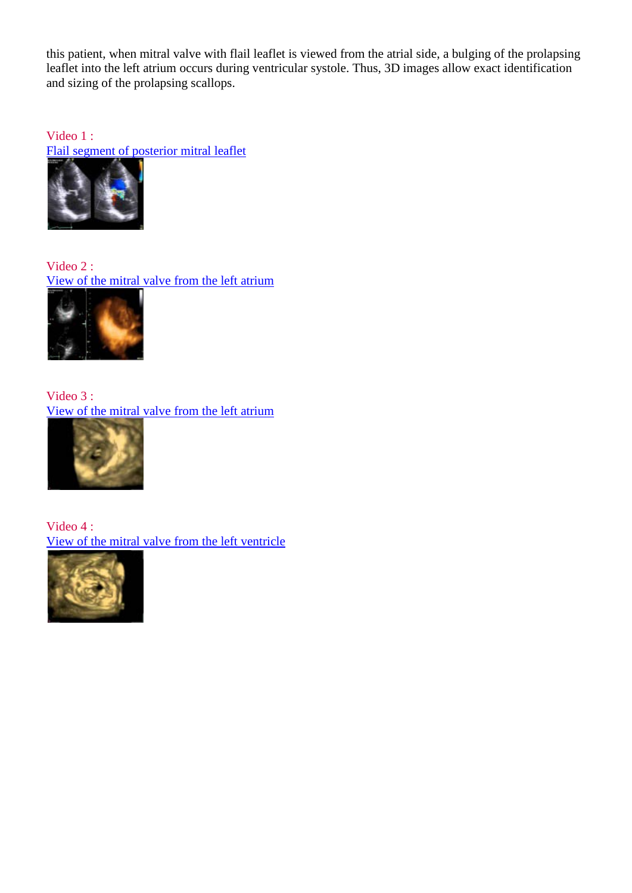this patient, when mitral valve with flail leaflet is viewed from the atrial side, a bulging of the prolapsing leaflet into the left atrium occurs during ventricular systole. Thus, 3D images allow exact identification and sizing of the prolapsing scallops.

Video 1 :
Flail segment of posterior mitral leaflet

Video 2 :
View of the mitral valve from the left atrium

Video 3 :
View of the mitral valve from the left atrium

Video 4 :
View of the mitral valve from the left ventricle